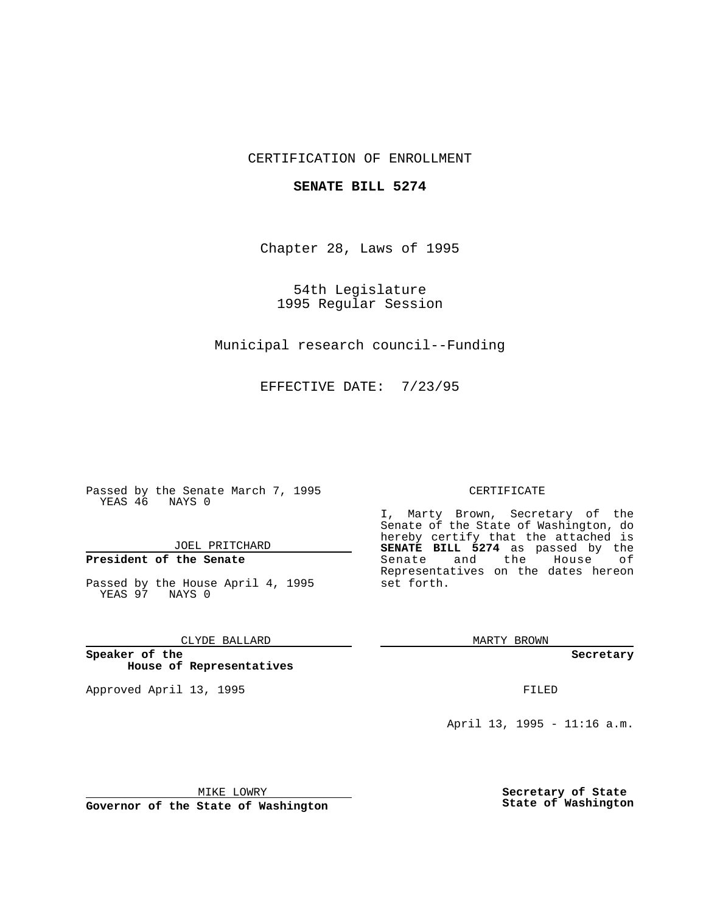CERTIFICATION OF ENROLLMENT

**SENATE BILL 5274**

Chapter 28, Laws of 1995

54th Legislature
1995 Regular Session

Municipal research council--Funding

EFFECTIVE DATE: 7/23/95

Passed by the Senate March 7, 1995
YEAS 46 NAYS 0

JOEL PRITCHARD

**President of the Senate**

Passed by the House April 4, 1995
YEAS 97 NAYS 0

CLYDE BALLARD

**Speaker of the House of Representatives**

Approved April 13, 1995

MIKE LOWRY

**Governor of the State of Washington**

CERTIFICATE

I, Marty Brown, Secretary of the Senate of the State of Washington, do hereby certify that the attached is **SENATE BILL 5274** as passed by the Senate and the House of Representatives on the dates hereon set forth.

MARTY BROWN

**Secretary**

FILED

April 13, 1995 - 11:16 a.m.

**Secretary of State**
**State of Washington**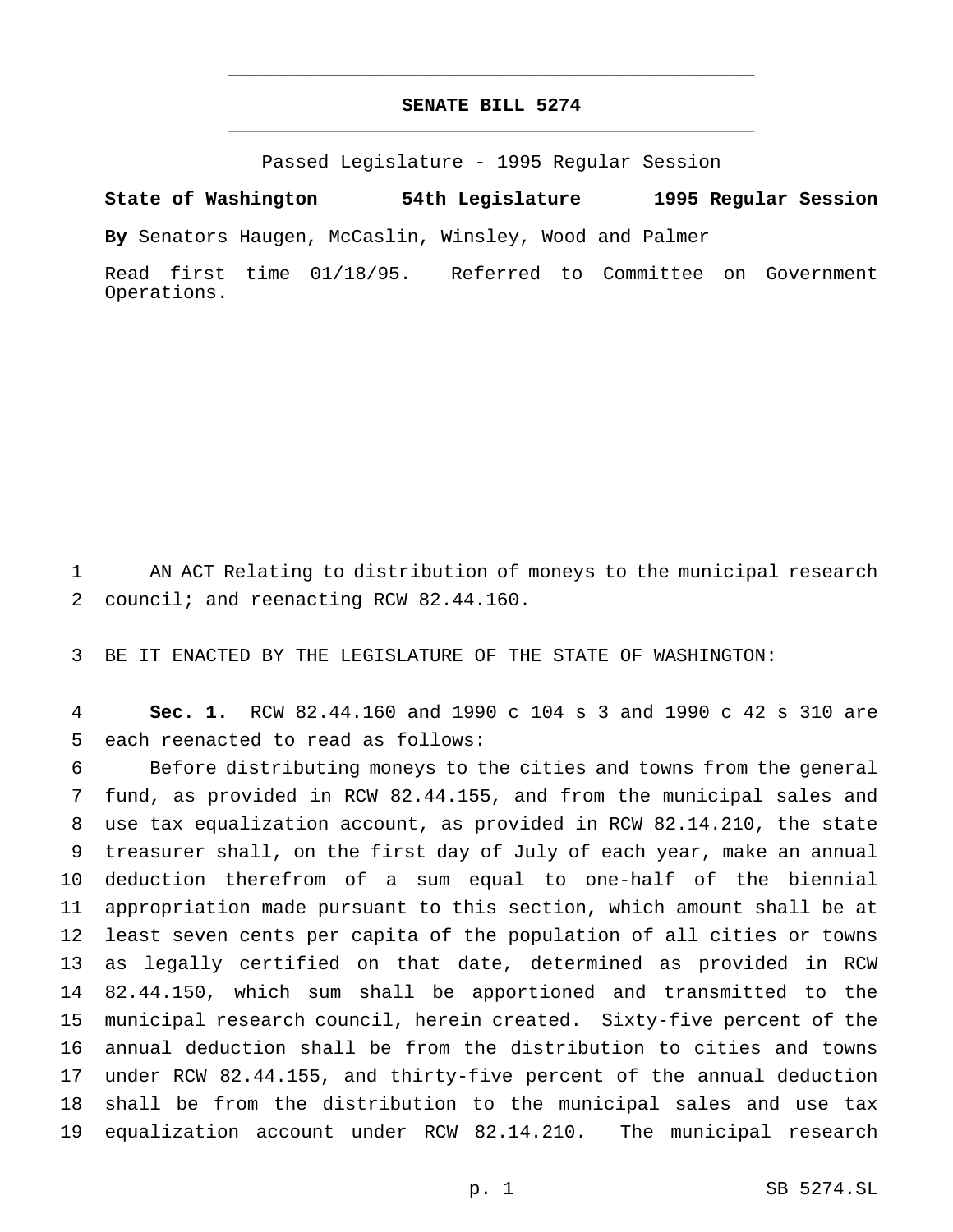# SENATE BILL 5274

Passed Legislature - 1995 Regular Session

**State of Washington 54th Legislature 1995 Regular Session**

**By** Senators Haugen, McCaslin, Winsley, Wood and Palmer

Read first time 01/18/95. Referred to Committee on Government Operations.

AN ACT Relating to distribution of moneys to the municipal research council; and reenacting RCW 82.44.160.

BE IT ENACTED BY THE LEGISLATURE OF THE STATE OF WASHINGTON:

**Sec. 1.** RCW 82.44.160 and 1990 c 104 s 3 and 1990 c 42 s 310 are each reenacted to read as follows:

Before distributing moneys to the cities and towns from the general fund, as provided in RCW 82.44.155, and from the municipal sales and use tax equalization account, as provided in RCW 82.14.210, the state treasurer shall, on the first day of July of each year, make an annual deduction therefrom of a sum equal to one-half of the biennial appropriation made pursuant to this section, which amount shall be at least seven cents per capita of the population of all cities or towns as legally certified on that date, determined as provided in RCW 82.44.150, which sum shall be apportioned and transmitted to the municipal research council, herein created. Sixty-five percent of the annual deduction shall be from the distribution to cities and towns under RCW 82.44.155, and thirty-five percent of the annual deduction shall be from the distribution to the municipal sales and use tax equalization account under RCW 82.14.210. The municipal research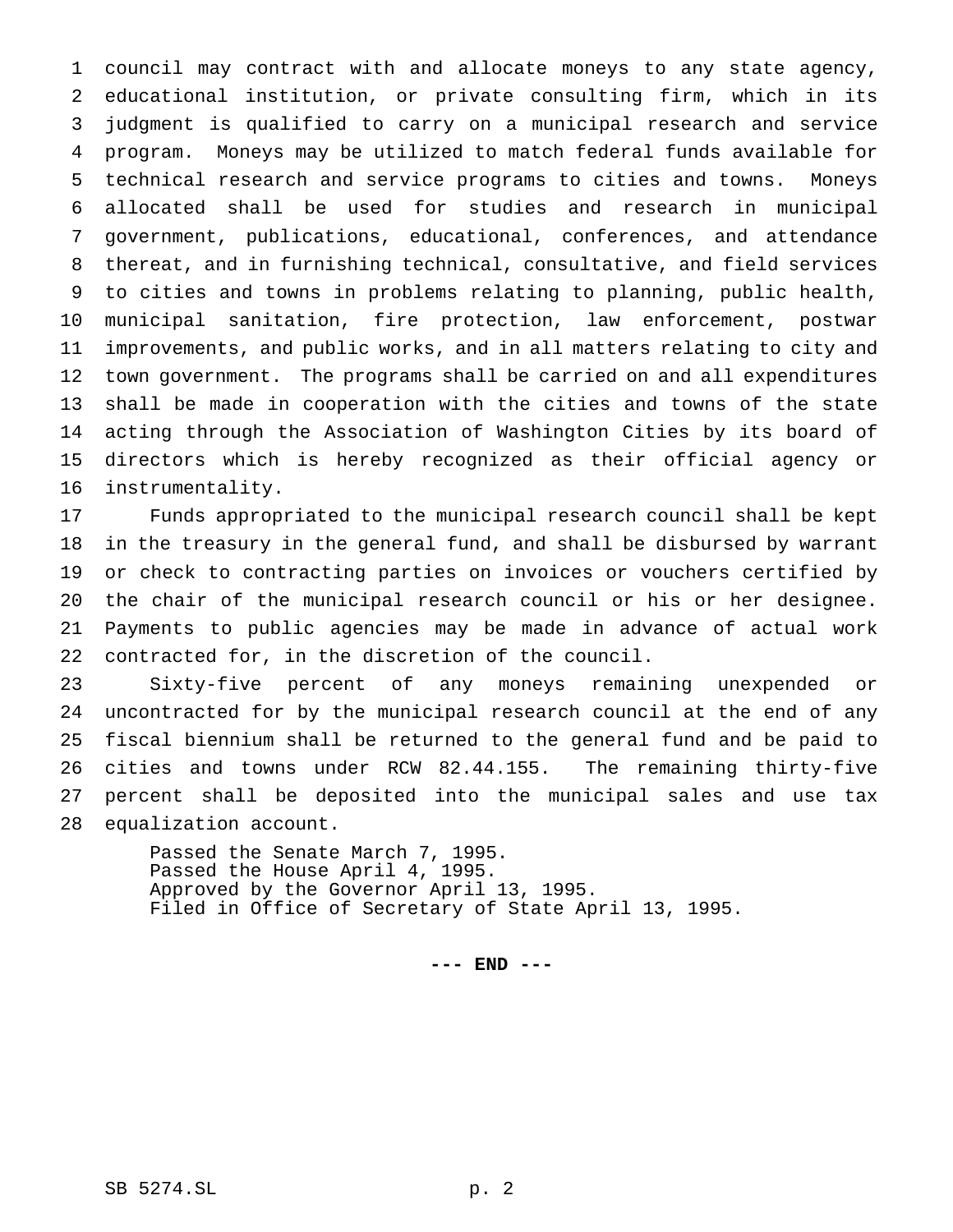council may contract with and allocate moneys to any state agency, educational institution, or private consulting firm, which in its judgment is qualified to carry on a municipal research and service program. Moneys may be utilized to match federal funds available for technical research and service programs to cities and towns. Moneys allocated shall be used for studies and research in municipal government, publications, educational, conferences, and attendance thereat, and in furnishing technical, consultative, and field services to cities and towns in problems relating to planning, public health, municipal sanitation, fire protection, law enforcement, postwar improvements, and public works, and in all matters relating to city and town government. The programs shall be carried on and all expenditures shall be made in cooperation with the cities and towns of the state acting through the Association of Washington Cities by its board of directors which is hereby recognized as their official agency or instrumentality.

Funds appropriated to the municipal research council shall be kept in the treasury in the general fund, and shall be disbursed by warrant or check to contracting parties on invoices or vouchers certified by the chair of the municipal research council or his or her designee. Payments to public agencies may be made in advance of actual work contracted for, in the discretion of the council.

Sixty-five percent of any moneys remaining unexpended or uncontracted for by the municipal research council at the end of any fiscal biennium shall be returned to the general fund and be paid to cities and towns under RCW 82.44.155. The remaining thirty-five percent shall be deposited into the municipal sales and use tax equalization account.

Passed the Senate March 7, 1995.
Passed the House April 4, 1995.
Approved by the Governor April 13, 1995.
Filed in Office of Secretary of State April 13, 1995.

**--- END ---**